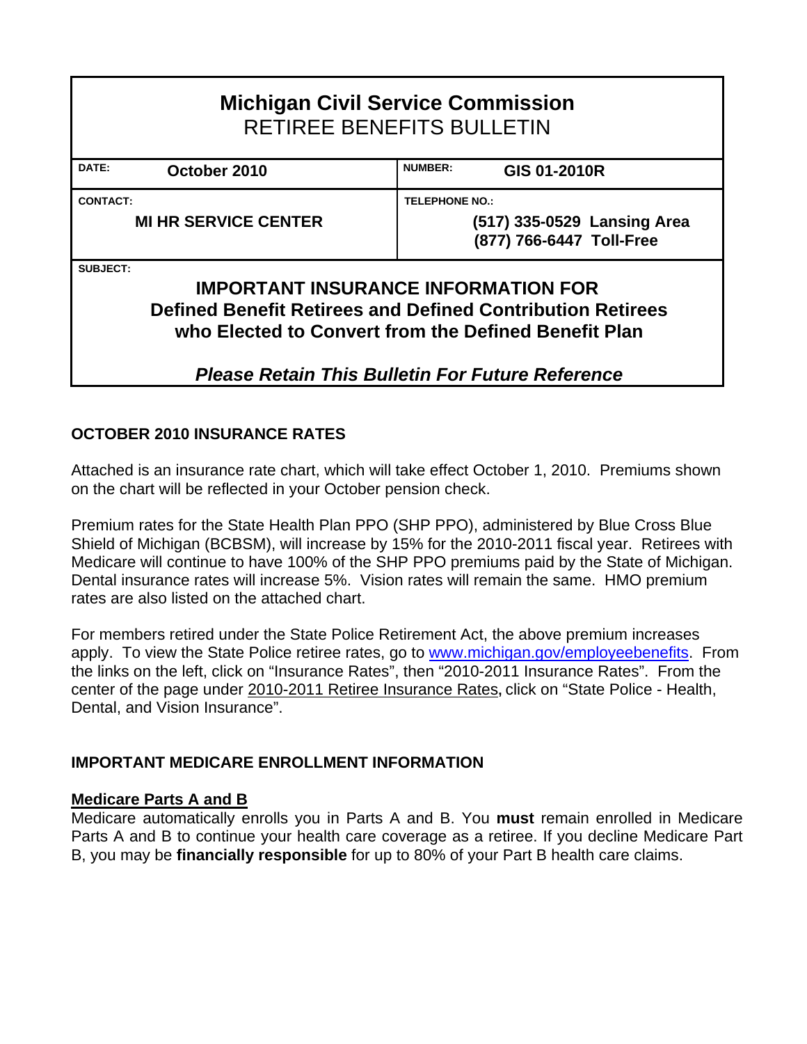# Michigan Civil Service Commission
## RETIREE BENEFITS BULLETIN

| DATE: October 2010 | NUMBER: GIS 01-2010R |
|---|---|
| CONTACT: MI HR SERVICE CENTER | TELEPHONE NO.: (517) 335-0529 Lansing Area (877) 766-6447 Toll-Free |

SUBJECT:

**IMPORTANT INSURANCE INFORMATION FOR Defined Benefit Retirees and Defined Contribution Retirees who Elected to Convert from the Defined Benefit Plan**

***Please Retain This Bulletin For Future Reference***

## OCTOBER 2010 INSURANCE RATES

Attached is an insurance rate chart, which will take effect October 1, 2010. Premiums shown on the chart will be reflected in your October pension check.

Premium rates for the State Health Plan PPO (SHP PPO), administered by Blue Cross Blue Shield of Michigan (BCBSM), will increase by 15% for the 2010-2011 fiscal year. Retirees with Medicare will continue to have 100% of the SHP PPO premiums paid by the State of Michigan. Dental insurance rates will increase 5%. Vision rates will remain the same. HMO premium rates are also listed on the attached chart.

For members retired under the State Police Retirement Act, the above premium increases apply. To view the State Police retiree rates, go to www.michigan.gov/employeebenefits. From the links on the left, click on "Insurance Rates", then "2010-2011 Insurance Rates". From the center of the page under 2010-2011 Retiree Insurance Rates**,** click on "State Police - Health, Dental, and Vision Insurance".

## IMPORTANT MEDICARE ENROLLMENT INFORMATION

### Medicare Parts A and B

Medicare automatically enrolls you in Parts A and B. You **must** remain enrolled in Medicare Parts A and B to continue your health care coverage as a retiree. If you decline Medicare Part B, you may be **financially responsible** for up to 80% of your Part B health care claims.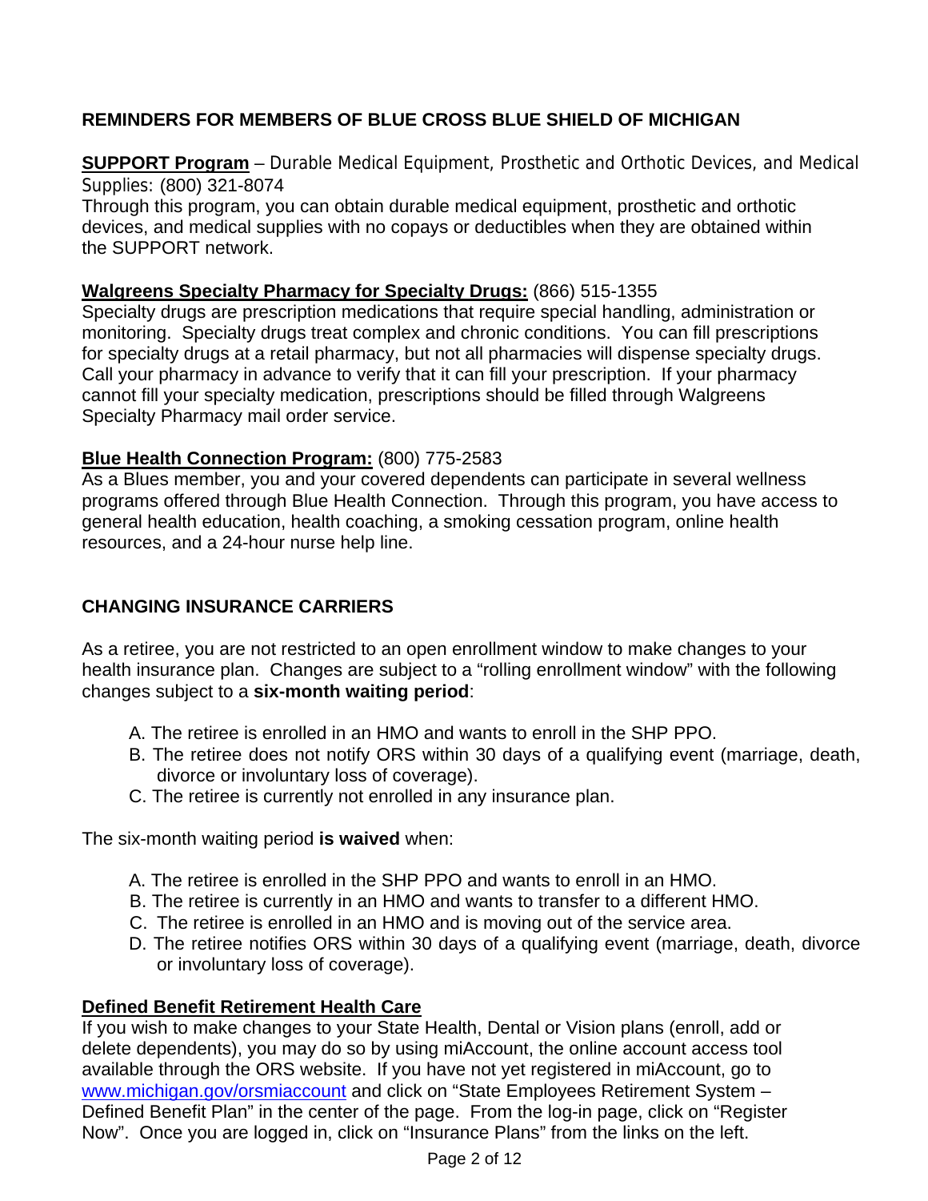## REMINDERS FOR MEMBERS OF BLUE CROSS BLUE SHIELD OF MICHIGAN

**SUPPORT Program** – Durable Medical Equipment, Prosthetic and Orthotic Devices, and Medical Supplies: (800) 321-8074

Through this program, you can obtain durable medical equipment, prosthetic and orthotic devices, and medical supplies with no copays or deductibles when they are obtained within the SUPPORT network.

**Walgreens Specialty Pharmacy for Specialty Drugs:** (866) 515-1355

Specialty drugs are prescription medications that require special handling, administration or monitoring. Specialty drugs treat complex and chronic conditions. You can fill prescriptions for specialty drugs at a retail pharmacy, but not all pharmacies will dispense specialty drugs. Call your pharmacy in advance to verify that it can fill your prescription. If your pharmacy cannot fill your specialty medication, prescriptions should be filled through Walgreens Specialty Pharmacy mail order service.

**Blue Health Connection Program:** (800) 775-2583

As a Blues member, you and your covered dependents can participate in several wellness programs offered through Blue Health Connection. Through this program, you have access to general health education, health coaching, a smoking cessation program, online health resources, and a 24-hour nurse help line.

## CHANGING INSURANCE CARRIERS

As a retiree, you are not restricted to an open enrollment window to make changes to your health insurance plan. Changes are subject to a "rolling enrollment window" with the following changes subject to a **six-month waiting period**:

A. The retiree is enrolled in an HMO and wants to enroll in the SHP PPO.
B. The retiree does not notify ORS within 30 days of a qualifying event (marriage, death, divorce or involuntary loss of coverage).
C. The retiree is currently not enrolled in any insurance plan.

The six-month waiting period **is waived** when:

A. The retiree is enrolled in the SHP PPO and wants to enroll in an HMO.
B. The retiree is currently in an HMO and wants to transfer to a different HMO.
C. The retiree is enrolled in an HMO and is moving out of the service area.
D. The retiree notifies ORS within 30 days of a qualifying event (marriage, death, divorce or involuntary loss of coverage).

**Defined Benefit Retirement Health Care**

If you wish to make changes to your State Health, Dental or Vision plans (enroll, add or delete dependents), you may do so by using miAccount, the online account access tool available through the ORS website. If you have not yet registered in miAccount, go to www.michigan.gov/orsmiaccount and click on "State Employees Retirement System – Defined Benefit Plan" in the center of the page. From the log-in page, click on "Register Now". Once you are logged in, click on "Insurance Plans" from the links on the left.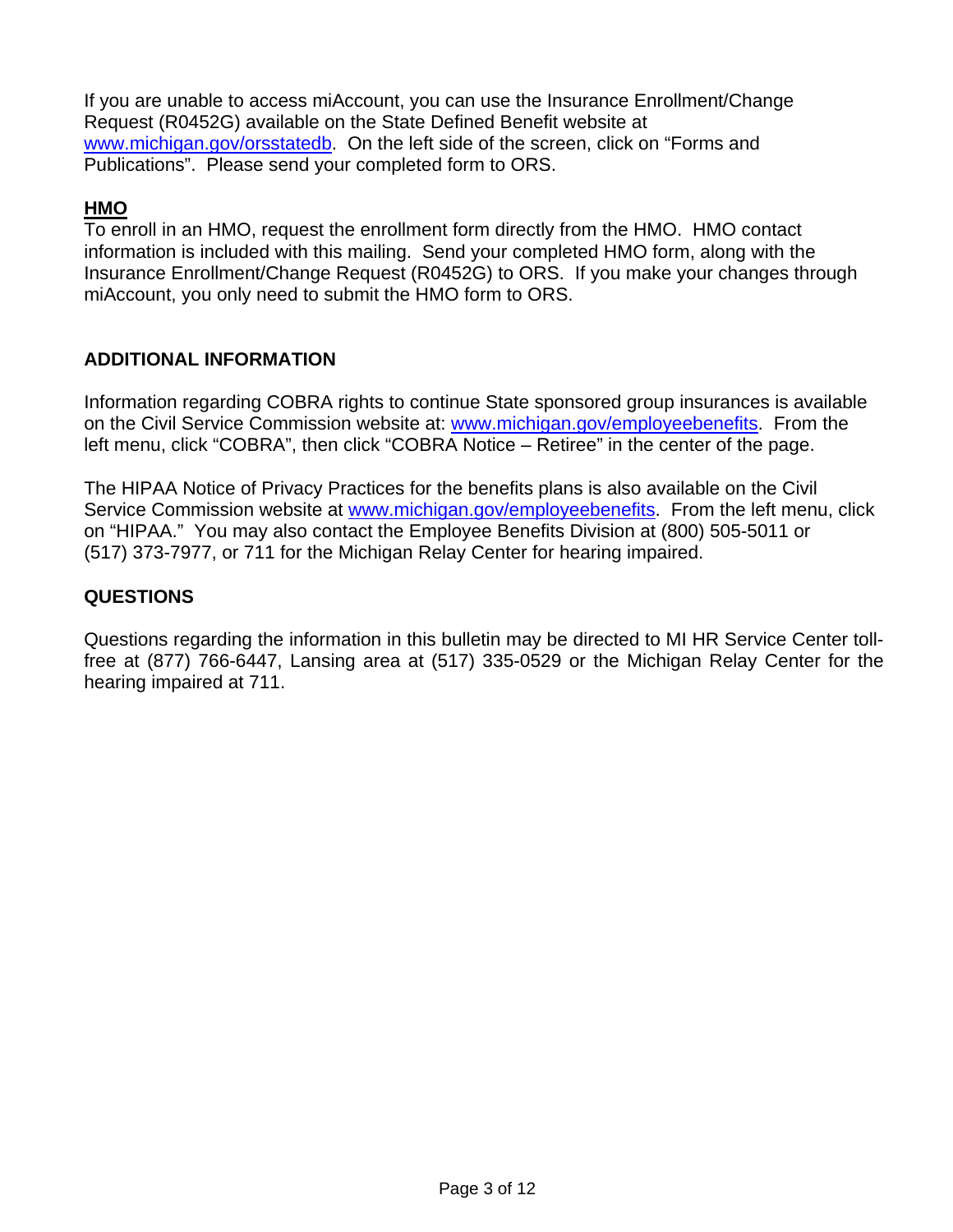If you are unable to access miAccount, you can use the Insurance Enrollment/Change Request (R0452G) available on the State Defined Benefit website at [www.michigan.gov/orsstatedb](http://www.michigan.gov/orsstatedb). On the left side of the screen, click on "Forms and Publications". Please send your completed form to ORS.

**HMO**

To enroll in an HMO, request the enrollment form directly from the HMO. HMO contact information is included with this mailing. Send your completed HMO form, along with the Insurance Enrollment/Change Request (R0452G) to ORS. If you make your changes through miAccount, you only need to submit the HMO form to ORS.

## ADDITIONAL INFORMATION

Information regarding COBRA rights to continue State sponsored group insurances is available on the Civil Service Commission website at: [www.michigan.gov/employeebenefits](http://www.michigan.gov/employeebenefits). From the left menu, click "COBRA", then click "COBRA Notice – Retiree" in the center of the page.

The HIPAA Notice of Privacy Practices for the benefits plans is also available on the Civil Service Commission website at [www.michigan.gov/employeebenefits](http://www.michigan.gov/employeebenefits). From the left menu, click on "HIPAA." You may also contact the Employee Benefits Division at (800) 505-5011 or (517) 373-7977, or 711 for the Michigan Relay Center for hearing impaired.

## QUESTIONS

Questions regarding the information in this bulletin may be directed to MI HR Service Center toll-free at (877) 766-6447, Lansing area at (517) 335-0529 or the Michigan Relay Center for the hearing impaired at 711.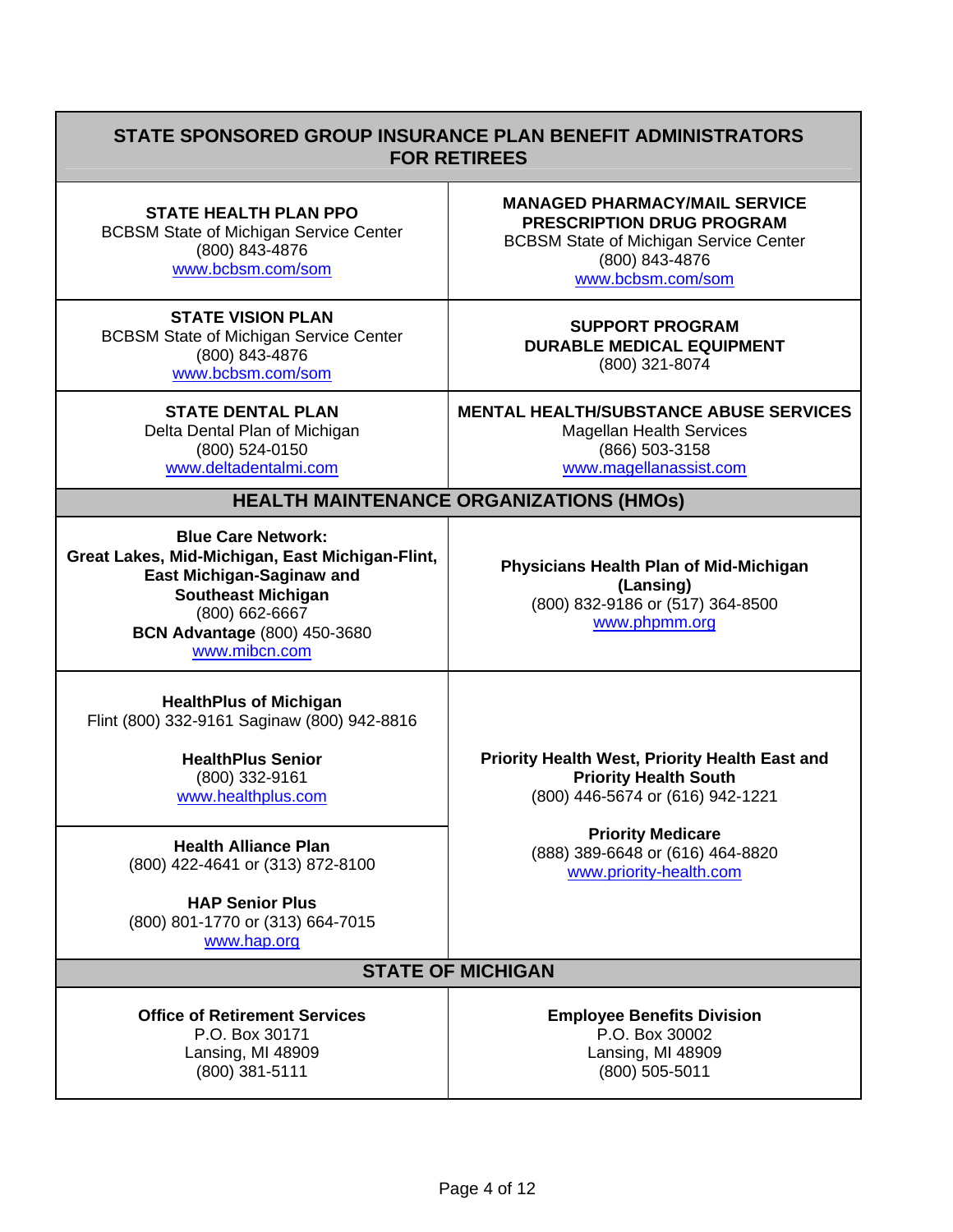## STATE SPONSORED GROUP INSURANCE PLAN BENEFIT ADMINISTRATORS FOR RETIREES

| | |
|---|---|
| **STATE HEALTH PLAN PPO**<br>BCBSM State of Michigan Service Center<br>(800) 843-4876<br>www.bcbsm.com/som | **MANAGED PHARMACY/MAIL SERVICE PRESCRIPTION DRUG PROGRAM**<br>BCBSM State of Michigan Service Center<br>(800) 843-4876<br>www.bcbsm.com/som |
| **STATE VISION PLAN**<br>BCBSM State of Michigan Service Center<br>(800) 843-4876<br>www.bcbsm.com/som | **SUPPORT PROGRAM DURABLE MEDICAL EQUIPMENT**<br>(800) 321-8074 |
| **STATE DENTAL PLAN**<br>Delta Dental Plan of Michigan<br>(800) 524-0150<br>www.deltadentalmi.com | **MENTAL HEALTH/SUBSTANCE ABUSE SERVICES**<br>Magellan Health Services<br>(866) 503-3158<br>www.magellanassist.com |

## HEALTH MAINTENANCE ORGANIZATIONS (HMOs)

| | |
|---|---|
| **Blue Care Network: Great Lakes, Mid-Michigan, East Michigan-Flint, East Michigan-Saginaw and Southeast Michigan**<br>(800) 662-6667<br>**BCN Advantage** (800) 450-3680<br>www.mibcn.com | **Physicians Health Plan of Mid-Michigan (Lansing)**<br>(800) 832-9186 or (517) 364-8500<br>www.phpmm.org |
| **HealthPlus of Michigan**<br>Flint (800) 332-9161 Saginaw (800) 942-8816<br><br>**HealthPlus Senior**<br>(800) 332-9161<br>www.healthplus.com | **Priority Health West, Priority Health East and Priority Health South**<br>(800) 446-5674 or (616) 942-1221<br><br>**Priority Medicare**<br>(888) 389-6648 or (616) 464-8820<br>www.priority-health.com |
| **Health Alliance Plan**<br>(800) 422-4641 or (313) 872-8100<br><br>**HAP Senior Plus**<br>(800) 801-1770 or (313) 664-7015<br>www.hap.org | |

## STATE OF MICHIGAN

| | |
|---|---|
| **Office of Retirement Services**<br>P.O. Box 30171<br>Lansing, MI 48909<br>(800) 381-5111 | **Employee Benefits Division**<br>P.O. Box 30002<br>Lansing, MI 48909<br>(800) 505-5011 |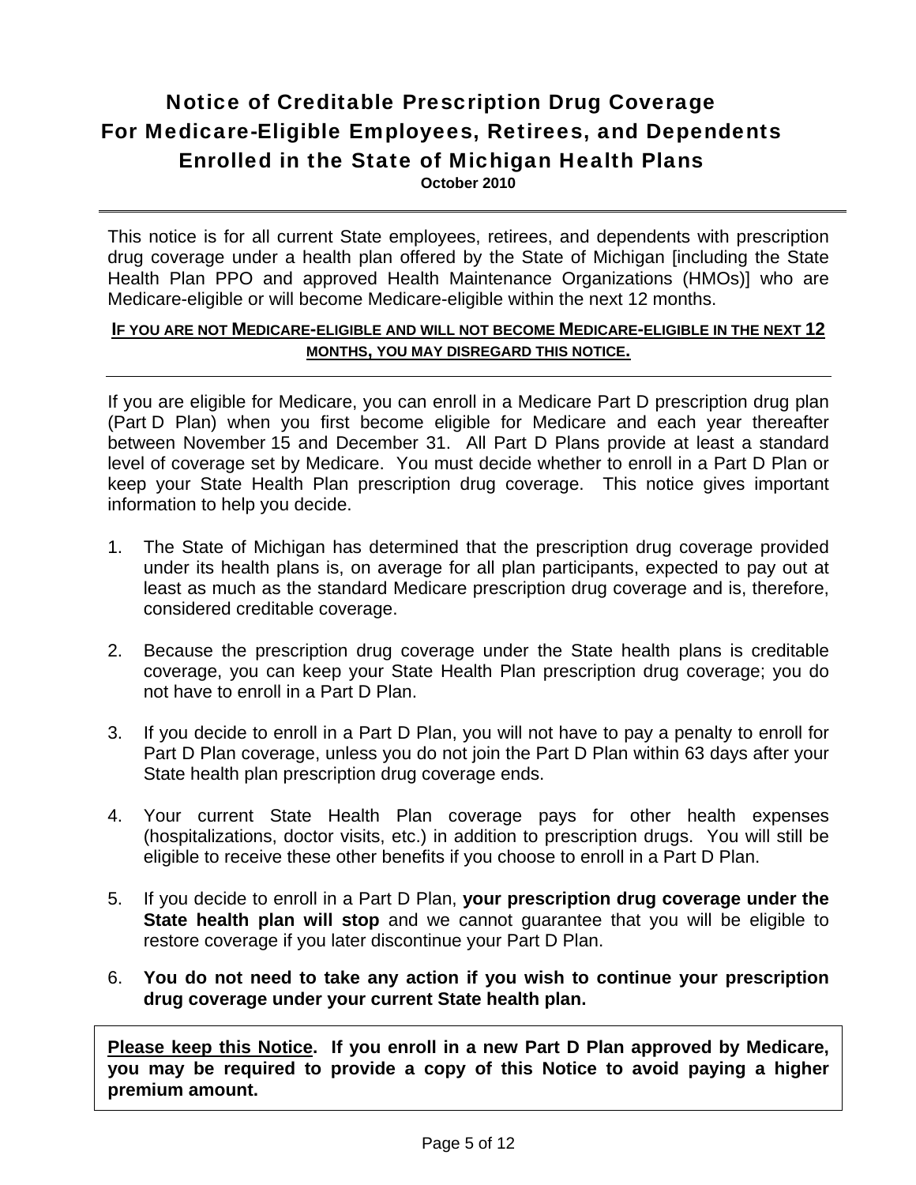# Notice of Creditable Prescription Drug Coverage For Medicare-Eligible Employees, Retirees, and Dependents Enrolled in the State of Michigan Health Plans

**October 2010**

---

This notice is for all current State employees, retirees, and dependents with prescription drug coverage under a health plan offered by the State of Michigan [including the State Health Plan PPO and approved Health Maintenance Organizations (HMOs)] who are Medicare-eligible or will become Medicare-eligible within the next 12 months.

**IF YOU ARE NOT MEDICARE-ELIGIBLE AND WILL NOT BECOME MEDICARE-ELIGIBLE IN THE NEXT 12 MONTHS, YOU MAY DISREGARD THIS NOTICE.**

---

If you are eligible for Medicare, you can enroll in a Medicare Part D prescription drug plan (Part D Plan) when you first become eligible for Medicare and each year thereafter between November 15 and December 31. All Part D Plans provide at least a standard level of coverage set by Medicare. You must decide whether to enroll in a Part D Plan or keep your State Health Plan prescription drug coverage. This notice gives important information to help you decide.

1. The State of Michigan has determined that the prescription drug coverage provided under its health plans is, on average for all plan participants, expected to pay out at least as much as the standard Medicare prescription drug coverage and is, therefore, considered creditable coverage.

2. Because the prescription drug coverage under the State health plans is creditable coverage, you can keep your State Health Plan prescription drug coverage; you do not have to enroll in a Part D Plan.

3. If you decide to enroll in a Part D Plan, you will not have to pay a penalty to enroll for Part D Plan coverage, unless you do not join the Part D Plan within 63 days after your State health plan prescription drug coverage ends.

4. Your current State Health Plan coverage pays for other health expenses (hospitalizations, doctor visits, etc.) in addition to prescription drugs. You will still be eligible to receive these other benefits if you choose to enroll in a Part D Plan.

5. If you decide to enroll in a Part D Plan, **your prescription drug coverage under the State health plan will stop** and we cannot guarantee that you will be eligible to restore coverage if you later discontinue your Part D Plan.

6. **You do not need to take any action if you wish to continue your prescription drug coverage under your current State health plan.**

**Please keep this Notice. If you enroll in a new Part D Plan approved by Medicare, you may be required to provide a copy of this Notice to avoid paying a higher premium amount.**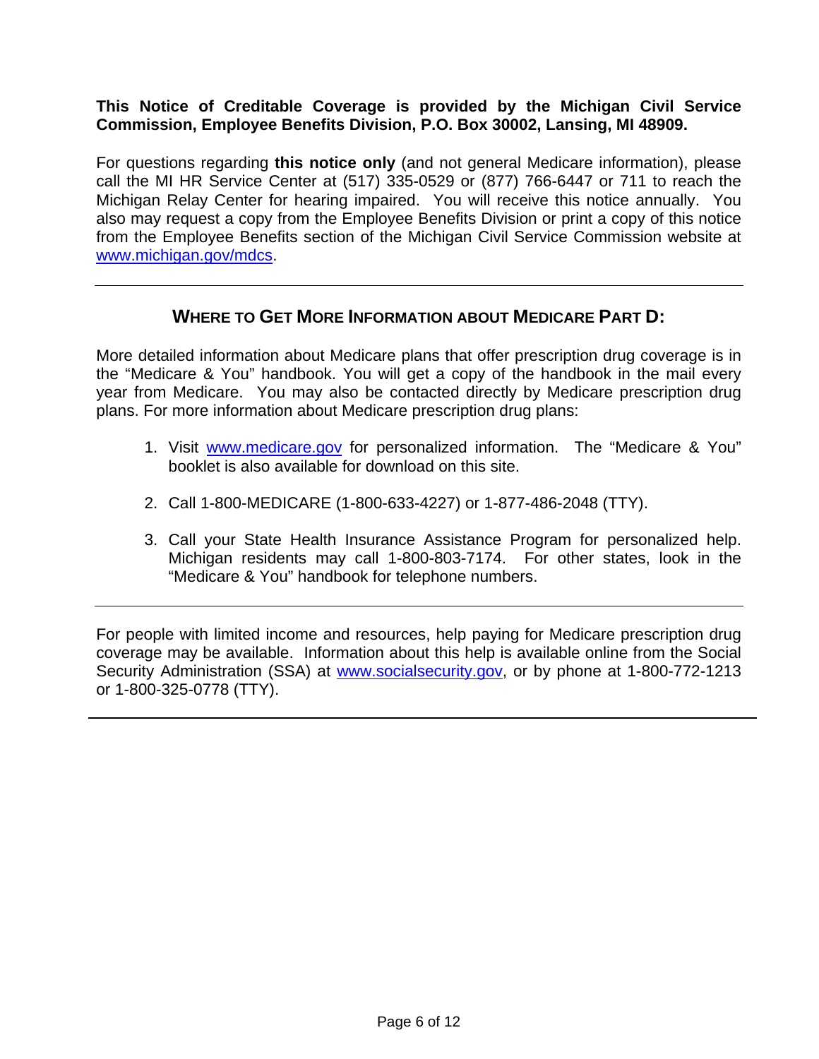**This Notice of Creditable Coverage is provided by the Michigan Civil Service Commission, Employee Benefits Division, P.O. Box 30002, Lansing, MI 48909.**

For questions regarding **this notice only** (and not general Medicare information), please call the MI HR Service Center at (517) 335-0529 or (877) 766-6447 or 711 to reach the Michigan Relay Center for hearing impaired. You will receive this notice annually. You also may request a copy from the Employee Benefits Division or print a copy of this notice from the Employee Benefits section of the Michigan Civil Service Commission website at www.michigan.gov/mdcs.

---

## WHERE TO GET MORE INFORMATION ABOUT MEDICARE PART D:

More detailed information about Medicare plans that offer prescription drug coverage is in the "Medicare & You" handbook. You will get a copy of the handbook in the mail every year from Medicare. You may also be contacted directly by Medicare prescription drug plans. For more information about Medicare prescription drug plans:

1. Visit www.medicare.gov for personalized information. The "Medicare & You" booklet is also available for download on this site.
2. Call 1-800-MEDICARE (1-800-633-4227) or 1-877-486-2048 (TTY).
3. Call your State Health Insurance Assistance Program for personalized help. Michigan residents may call 1-800-803-7174. For other states, look in the "Medicare & You" handbook for telephone numbers.

---

For people with limited income and resources, help paying for Medicare prescription drug coverage may be available. Information about this help is available online from the Social Security Administration (SSA) at www.socialsecurity.gov, or by phone at 1-800-772-1213 or 1-800-325-0778 (TTY).

---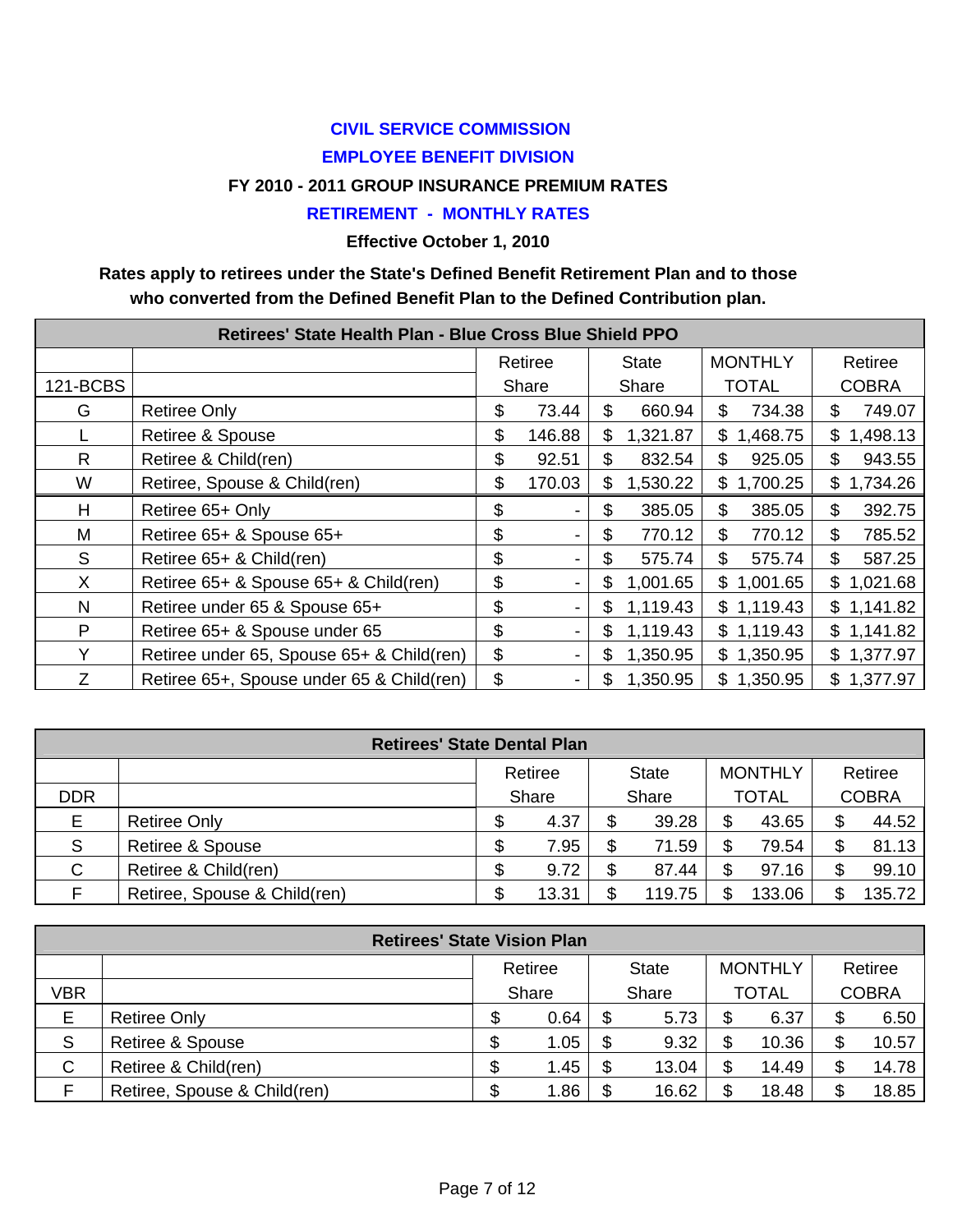## CIVIL SERVICE COMMISSION

## EMPLOYEE BENEFIT DIVISION

### FY 2010 - 2011 GROUP INSURANCE PREMIUM RATES

### RETIREMENT - MONTHLY RATES

**Effective October 1, 2010**

**Rates apply to retirees under the State's Defined Benefit Retirement Plan and to those who converted from the Defined Benefit Plan to the Defined Contribution plan.**

| Retirees' State Health Plan - Blue Cross Blue Shield PPO | | | | | |
|---|---|---|---|---|---|
| 121-BCBS | | Retiree Share | State Share | MONTHLY TOTAL | Retiree COBRA |
| G | Retiree Only | $ 73.44 | $ 660.94 | $ 734.38 | $ 749.07 |
| L | Retiree & Spouse | $ 146.88 | $ 1,321.87 | $ 1,468.75 | $ 1,498.13 |
| R | Retiree & Child(ren) | $ 92.51 | $ 832.54 | $ 925.05 | $ 943.55 |
| W | Retiree, Spouse & Child(ren) | $ 170.03 | $ 1,530.22 | $ 1,700.25 | $ 1,734.26 |
| H | Retiree 65+ Only | $ - | $ 385.05 | $ 385.05 | $ 392.75 |
| M | Retiree 65+ & Spouse 65+ | $ - | $ 770.12 | $ 770.12 | $ 785.52 |
| S | Retiree 65+ & Child(ren) | $ - | $ 575.74 | $ 575.74 | $ 587.25 |
| X | Retiree 65+ & Spouse 65+ & Child(ren) | $ - | $ 1,001.65 | $ 1,001.65 | $ 1,021.68 |
| N | Retiree under 65 & Spouse 65+ | $ - | $ 1,119.43 | $ 1,119.43 | $ 1,141.82 |
| P | Retiree 65+ & Spouse under 65 | $ - | $ 1,119.43 | $ 1,119.43 | $ 1,141.82 |
| Y | Retiree under 65, Spouse 65+ & Child(ren) | $ - | $ 1,350.95 | $ 1,350.95 | $ 1,377.97 |
| Z | Retiree 65+, Spouse under 65 & Child(ren) | $ - | $ 1,350.95 | $ 1,350.95 | $ 1,377.97 |

| Retirees' State Dental Plan | | | | | |
|---|---|---|---|---|---|
| DDR | | Retiree Share | State Share | MONTHLY TOTAL | Retiree COBRA |
| E | Retiree Only | $ 4.37 | $ 39.28 | $ 43.65 | $ 44.52 |
| S | Retiree & Spouse | $ 7.95 | $ 71.59 | $ 79.54 | $ 81.13 |
| C | Retiree & Child(ren) | $ 9.72 | $ 87.44 | $ 97.16 | $ 99.10 |
| F | Retiree, Spouse & Child(ren) | $ 13.31 | $ 119.75 | $ 133.06 | $ 135.72 |

| Retirees' State Vision Plan | | | | | |
|---|---|---|---|---|---|
| VBR | | Retiree Share | State Share | MONTHLY TOTAL | Retiree COBRA |
| E | Retiree Only | $ 0.64 | $ 5.73 | $ 6.37 | $ 6.50 |
| S | Retiree & Spouse | $ 1.05 | $ 9.32 | $ 10.36 | $ 10.57 |
| C | Retiree & Child(ren) | $ 1.45 | $ 13.04 | $ 14.49 | $ 14.78 |
| F | Retiree, Spouse & Child(ren) | $ 1.86 | $ 16.62 | $ 18.48 | $ 18.85 |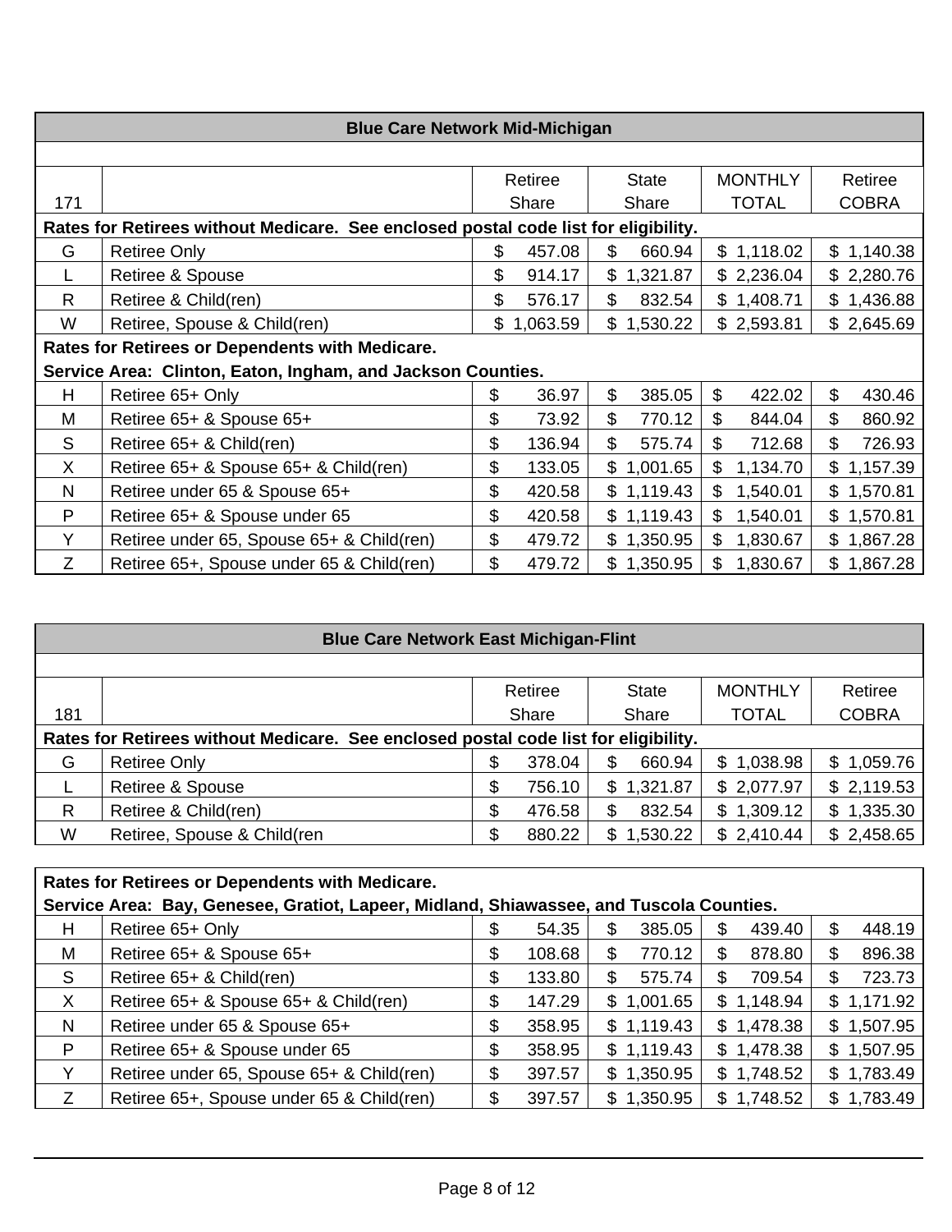| Blue Care Network Mid-Michigan | | | | | |
|---|---|---|---|---|---|
| 171 | | Retiree Share | State Share | MONTHLY TOTAL | Retiree COBRA |
| **Rates for Retirees without Medicare. See enclosed postal code list for eligibility.** | | | | | |
| G | Retiree Only | $ 457.08 | $ 660.94 | $ 1,118.02 | $ 1,140.38 |
| L | Retiree & Spouse | $ 914.17 | $ 1,321.87 | $ 2,236.04 | $ 2,280.76 |
| R | Retiree & Child(ren) | $ 576.17 | $ 832.54 | $ 1,408.71 | $ 1,436.88 |
| W | Retiree, Spouse & Child(ren) | $ 1,063.59 | $ 1,530.22 | $ 2,593.81 | $ 2,645.69 |
| **Rates for Retirees or Dependents with Medicare. Service Area: Clinton, Eaton, Ingham, and Jackson Counties.** | | | | | |
| H | Retiree 65+ Only | $ 36.97 | $ 385.05 | $ 422.02 | $ 430.46 |
| M | Retiree 65+ & Spouse 65+ | $ 73.92 | $ 770.12 | $ 844.04 | $ 860.92 |
| S | Retiree 65+ & Child(ren) | $ 136.94 | $ 575.74 | $ 712.68 | $ 726.93 |
| X | Retiree 65+ & Spouse 65+ & Child(ren) | $ 133.05 | $ 1,001.65 | $ 1,134.70 | $ 1,157.39 |
| N | Retiree under 65 & Spouse 65+ | $ 420.58 | $ 1,119.43 | $ 1,540.01 | $ 1,570.81 |
| P | Retiree 65+ & Spouse under 65 | $ 420.58 | $ 1,119.43 | $ 1,540.01 | $ 1,570.81 |
| Y | Retiree under 65, Spouse 65+ & Child(ren) | $ 479.72 | $ 1,350.95 | $ 1,830.67 | $ 1,867.28 |
| Z | Retiree 65+, Spouse under 65 & Child(ren) | $ 479.72 | $ 1,350.95 | $ 1,830.67 | $ 1,867.28 |

| Blue Care Network East Michigan-Flint | | | | | |
|---|---|---|---|---|---|
| 181 | | Retiree Share | State Share | MONTHLY TOTAL | Retiree COBRA |
| **Rates for Retirees without Medicare. See enclosed postal code list for eligibility.** | | | | | |
| G | Retiree Only | $ 378.04 | $ 660.94 | $ 1,038.98 | $ 1,059.76 |
| L | Retiree & Spouse | $ 756.10 | $ 1,321.87 | $ 2,077.97 | $ 2,119.53 |
| R | Retiree & Child(ren) | $ 476.58 | $ 832.54 | $ 1,309.12 | $ 1,335.30 |
| W | Retiree, Spouse & Child(ren | $ 880.22 | $ 1,530.22 | $ 2,410.44 | $ 2,458.65 |
| **Rates for Retirees or Dependents with Medicare. Service Area: Bay, Genesee, Gratiot, Lapeer, Midland, Shiawassee, and Tuscola Counties.** | | | | | |
| H | Retiree 65+ Only | $ 54.35 | $ 385.05 | $ 439.40 | $ 448.19 |
| M | Retiree 65+ & Spouse 65+ | $ 108.68 | $ 770.12 | $ 878.80 | $ 896.38 |
| S | Retiree 65+ & Child(ren) | $ 133.80 | $ 575.74 | $ 709.54 | $ 723.73 |
| X | Retiree 65+ & Spouse 65+ & Child(ren) | $ 147.29 | $ 1,001.65 | $ 1,148.94 | $ 1,171.92 |
| N | Retiree under 65 & Spouse 65+ | $ 358.95 | $ 1,119.43 | $ 1,478.38 | $ 1,507.95 |
| P | Retiree 65+ & Spouse under 65 | $ 358.95 | $ 1,119.43 | $ 1,478.38 | $ 1,507.95 |
| Y | Retiree under 65, Spouse 65+ & Child(ren) | $ 397.57 | $ 1,350.95 | $ 1,748.52 | $ 1,783.49 |
| Z | Retiree 65+, Spouse under 65 & Child(ren) | $ 397.57 | $ 1,350.95 | $ 1,748.52 | $ 1,783.49 |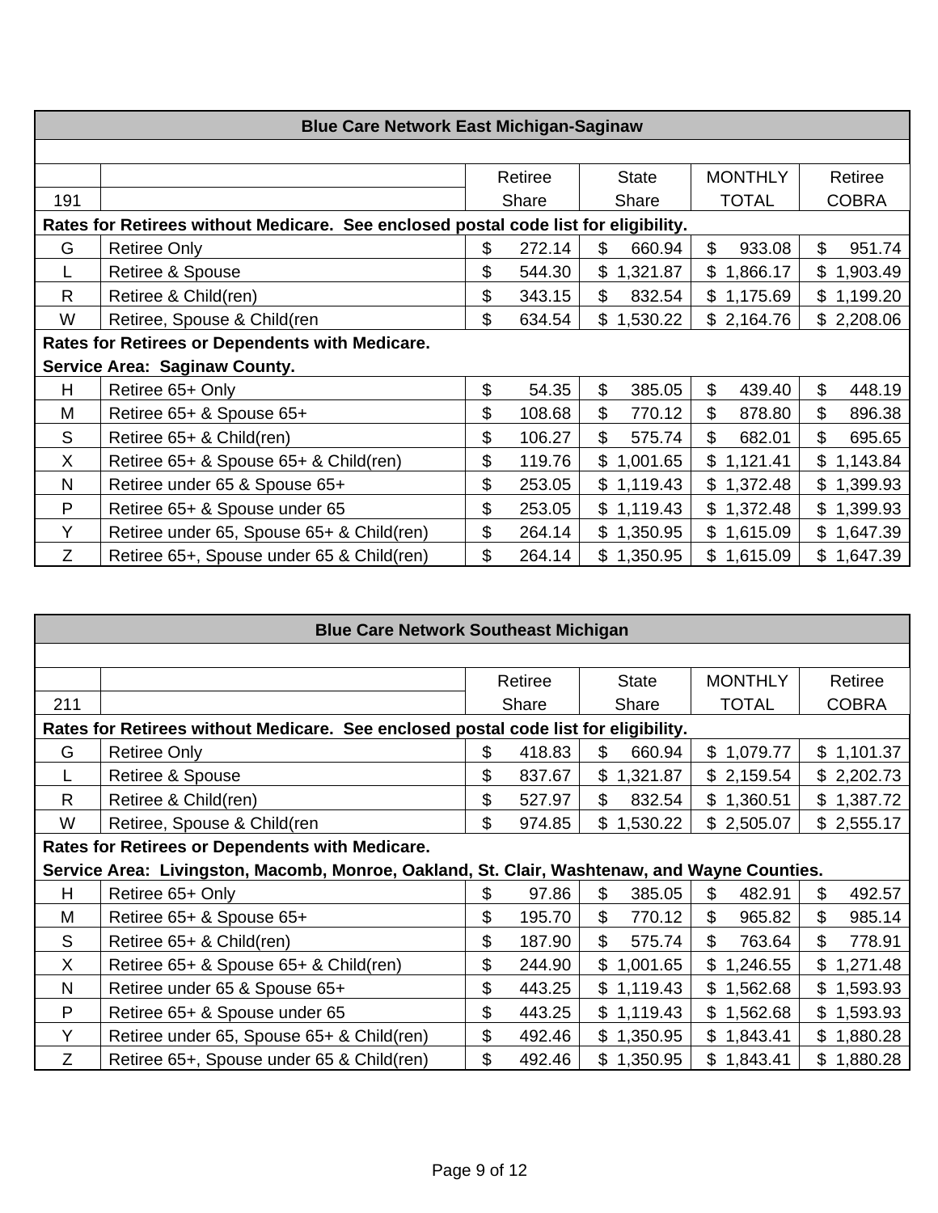| Blue Care Network East Michigan-Saginaw | | | | | |
|---|---|---|---|---|---|
| | | | | | |
| | | Retiree | State | MONTHLY | Retiree |
| 191 | | Share | Share | TOTAL | COBRA |
| **Rates for Retirees without Medicare. See enclosed postal code list for eligibility.** | | | | | |
| G | Retiree Only | $ 272.14 | $ 660.94 | $ 933.08 | $ 951.74 |
| L | Retiree & Spouse | $ 544.30 | $ 1,321.87 | $ 1,866.17 | $ 1,903.49 |
| R | Retiree & Child(ren) | $ 343.15 | $ 832.54 | $ 1,175.69 | $ 1,199.20 |
| W | Retiree, Spouse & Child(ren | $ 634.54 | $ 1,530.22 | $ 2,164.76 | $ 2,208.06 |
| **Rates for Retirees or Dependents with Medicare.** | | | | | |
| **Service Area: Saginaw County.** | | | | | |
| H | Retiree 65+ Only | $ 54.35 | $ 385.05 | $ 439.40 | $ 448.19 |
| M | Retiree 65+ & Spouse 65+ | $ 108.68 | $ 770.12 | $ 878.80 | $ 896.38 |
| S | Retiree 65+ & Child(ren) | $ 106.27 | $ 575.74 | $ 682.01 | $ 695.65 |
| X | Retiree 65+ & Spouse 65+ & Child(ren) | $ 119.76 | $ 1,001.65 | $ 1,121.41 | $ 1,143.84 |
| N | Retiree under 65 & Spouse 65+ | $ 253.05 | $ 1,119.43 | $ 1,372.48 | $ 1,399.93 |
| P | Retiree 65+ & Spouse under 65 | $ 253.05 | $ 1,119.43 | $ 1,372.48 | $ 1,399.93 |
| Y | Retiree under 65, Spouse 65+ & Child(ren) | $ 264.14 | $ 1,350.95 | $ 1,615.09 | $ 1,647.39 |
| Z | Retiree 65+, Spouse under 65 & Child(ren) | $ 264.14 | $ 1,350.95 | $ 1,615.09 | $ 1,647.39 |

| Blue Care Network Southeast Michigan | | | | | |
|---|---|---|---|---|---|
| | | | | | |
| | | Retiree | State | MONTHLY | Retiree |
| 211 | | Share | Share | TOTAL | COBRA |
| **Rates for Retirees without Medicare. See enclosed postal code list for eligibility.** | | | | | |
| G | Retiree Only | $ 418.83 | $ 660.94 | $ 1,079.77 | $ 1,101.37 |
| L | Retiree & Spouse | $ 837.67 | $ 1,321.87 | $ 2,159.54 | $ 2,202.73 |
| R | Retiree & Child(ren) | $ 527.97 | $ 832.54 | $ 1,360.51 | $ 1,387.72 |
| W | Retiree, Spouse & Child(ren | $ 974.85 | $ 1,530.22 | $ 2,505.07 | $ 2,555.17 |
| **Rates for Retirees or Dependents with Medicare.** | | | | | |
| **Service Area: Livingston, Macomb, Monroe, Oakland, St. Clair, Washtenaw, and Wayne Counties.** | | | | | |
| H | Retiree 65+ Only | $ 97.86 | $ 385.05 | $ 482.91 | $ 492.57 |
| M | Retiree 65+ & Spouse 65+ | $ 195.70 | $ 770.12 | $ 965.82 | $ 985.14 |
| S | Retiree 65+ & Child(ren) | $ 187.90 | $ 575.74 | $ 763.64 | $ 778.91 |
| X | Retiree 65+ & Spouse 65+ & Child(ren) | $ 244.90 | $ 1,001.65 | $ 1,246.55 | $ 1,271.48 |
| N | Retiree under 65 & Spouse 65+ | $ 443.25 | $ 1,119.43 | $ 1,562.68 | $ 1,593.93 |
| P | Retiree 65+ & Spouse under 65 | $ 443.25 | $ 1,119.43 | $ 1,562.68 | $ 1,593.93 |
| Y | Retiree under 65, Spouse 65+ & Child(ren) | $ 492.46 | $ 1,350.95 | $ 1,843.41 | $ 1,880.28 |
| Z | Retiree 65+, Spouse under 65 & Child(ren) | $ 492.46 | $ 1,350.95 | $ 1,843.41 | $ 1,880.28 |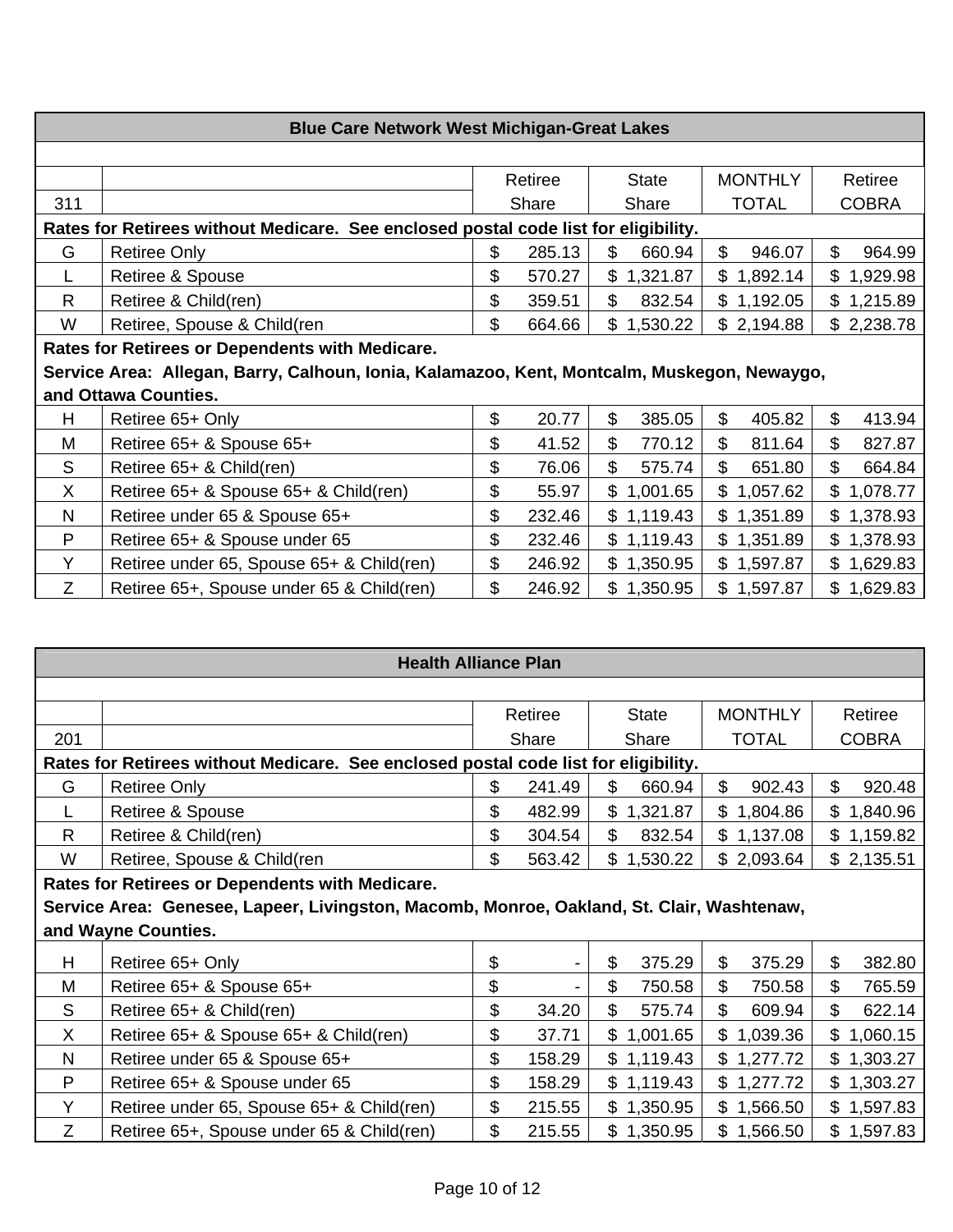| Blue Care Network West Michigan-Great Lakes | | | | | |
|---|---|---|---|---|---|
| | | Retiree | State | MONTHLY | Retiree |
| 311 | | Share | Share | TOTAL | COBRA |
| **Rates for Retirees without Medicare. See enclosed postal code list for eligibility.** | | | | | |
| G | Retiree Only | $ 285.13 | $ 660.94 | $ 946.07 | $ 964.99 |
| L | Retiree & Spouse | $ 570.27 | $ 1,321.87 | $ 1,892.14 | $ 1,929.98 |
| R | Retiree & Child(ren) | $ 359.51 | $ 832.54 | $ 1,192.05 | $ 1,215.89 |
| W | Retiree, Spouse & Child(ren | $ 664.66 | $ 1,530.22 | $ 2,194.88 | $ 2,238.78 |
| **Rates for Retirees or Dependents with Medicare. Service Area: Allegan, Barry, Calhoun, Ionia, Kalamazoo, Kent, Montcalm, Muskegon, Newaygo, and Ottawa Counties.** | | | | | |
| H | Retiree 65+ Only | $ 20.77 | $ 385.05 | $ 405.82 | $ 413.94 |
| M | Retiree 65+ & Spouse 65+ | $ 41.52 | $ 770.12 | $ 811.64 | $ 827.87 |
| S | Retiree 65+ & Child(ren) | $ 76.06 | $ 575.74 | $ 651.80 | $ 664.84 |
| X | Retiree 65+ & Spouse 65+ & Child(ren) | $ 55.97 | $ 1,001.65 | $ 1,057.62 | $ 1,078.77 |
| N | Retiree under 65 & Spouse 65+ | $ 232.46 | $ 1,119.43 | $ 1,351.89 | $ 1,378.93 |
| P | Retiree 65+ & Spouse under 65 | $ 232.46 | $ 1,119.43 | $ 1,351.89 | $ 1,378.93 |
| Y | Retiree under 65, Spouse 65+ & Child(ren) | $ 246.92 | $ 1,350.95 | $ 1,597.87 | $ 1,629.83 |
| Z | Retiree 65+, Spouse under 65 & Child(ren) | $ 246.92 | $ 1,350.95 | $ 1,597.87 | $ 1,629.83 |

| Health Alliance Plan | | | | | |
|---|---|---|---|---|---|
| | | Retiree | State | MONTHLY | Retiree |
| 201 | | Share | Share | TOTAL | COBRA |
| **Rates for Retirees without Medicare. See enclosed postal code list for eligibility.** | | | | | |
| G | Retiree Only | $ 241.49 | $ 660.94 | $ 902.43 | $ 920.48 |
| L | Retiree & Spouse | $ 482.99 | $ 1,321.87 | $ 1,804.86 | $ 1,840.96 |
| R | Retiree & Child(ren) | $ 304.54 | $ 832.54 | $ 1,137.08 | $ 1,159.82 |
| W | Retiree, Spouse & Child(ren | $ 563.42 | $ 1,530.22 | $ 2,093.64 | $ 2,135.51 |
| **Rates for Retirees or Dependents with Medicare. Service Area: Genesee, Lapeer, Livingston, Macomb, Monroe, Oakland, St. Clair, Washtenaw, and Wayne Counties.** | | | | | |
| H | Retiree 65+ Only | $ - | $ 375.29 | $ 375.29 | $ 382.80 |
| M | Retiree 65+ & Spouse 65+ | $ - | $ 750.58 | $ 750.58 | $ 765.59 |
| S | Retiree 65+ & Child(ren) | $ 34.20 | $ 575.74 | $ 609.94 | $ 622.14 |
| X | Retiree 65+ & Spouse 65+ & Child(ren) | $ 37.71 | $ 1,001.65 | $ 1,039.36 | $ 1,060.15 |
| N | Retiree under 65 & Spouse 65+ | $ 158.29 | $ 1,119.43 | $ 1,277.72 | $ 1,303.27 |
| P | Retiree 65+ & Spouse under 65 | $ 158.29 | $ 1,119.43 | $ 1,277.72 | $ 1,303.27 |
| Y | Retiree under 65, Spouse 65+ & Child(ren) | $ 215.55 | $ 1,350.95 | $ 1,566.50 | $ 1,597.83 |
| Z | Retiree 65+, Spouse under 65 & Child(ren) | $ 215.55 | $ 1,350.95 | $ 1,566.50 | $ 1,597.83 |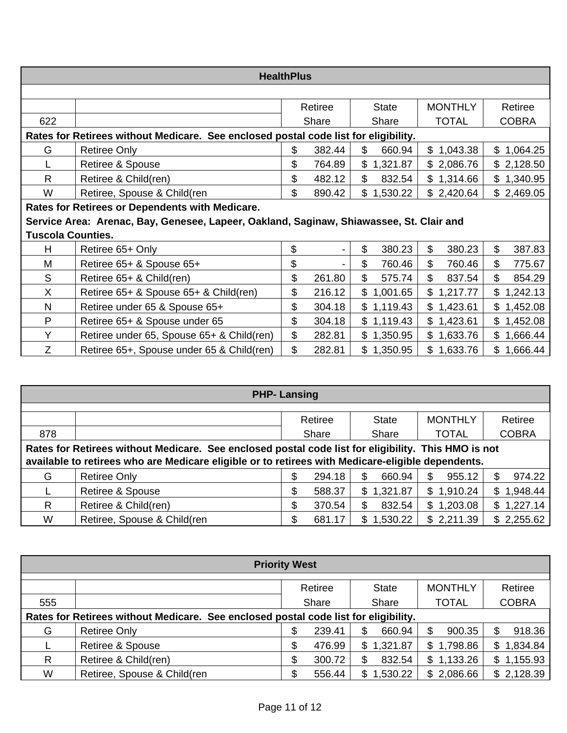| HealthPlus | | | | | |
|---|---|---|---|---|---|
| | | Retiree | State | MONTHLY | Retiree |
| 622 | | Share | Share | TOTAL | COBRA |
| **Rates for Retirees without Medicare. See enclosed postal code list for eligibility.** | | | | | |
| G | Retiree Only | $ 382.44 | $ 660.94 | $ 1,043.38 | $ 1,064.25 |
| L | Retiree & Spouse | $ 764.89 | $ 1,321.87 | $ 2,086.76 | $ 2,128.50 |
| R | Retiree & Child(ren) | $ 482.12 | $ 832.54 | $ 1,314.66 | $ 1,340.95 |
| W | Retiree, Spouse & Child(ren | $ 890.42 | $ 1,530.22 | $ 2,420.64 | $ 2,469.05 |
| **Rates for Retirees or Dependents with Medicare. Service Area: Arenac, Bay, Genesee, Lapeer, Oakland, Saginaw, Shiawassee, St. Clair and Tuscola Counties.** | | | | | |
| H | Retiree 65+ Only | $ - | $ 380.23 | $ 380.23 | $ 387.83 |
| M | Retiree 65+ & Spouse 65+ | $ - | $ 760.46 | $ 760.46 | $ 775.67 |
| S | Retiree 65+ & Child(ren) | $ 261.80 | $ 575.74 | $ 837.54 | $ 854.29 |
| X | Retiree 65+ & Spouse 65+ & Child(ren) | $ 216.12 | $ 1,001.65 | $ 1,217.77 | $ 1,242.13 |
| N | Retiree under 65 & Spouse 65+ | $ 304.18 | $ 1,119.43 | $ 1,423.61 | $ 1,452.08 |
| P | Retiree 65+ & Spouse under 65 | $ 304.18 | $ 1,119.43 | $ 1,423.61 | $ 1,452.08 |
| Y | Retiree under 65, Spouse 65+ & Child(ren) | $ 282.81 | $ 1,350.95 | $ 1,633.76 | $ 1,666.44 |
| Z | Retiree 65+, Spouse under 65 & Child(ren) | $ 282.81 | $ 1,350.95 | $ 1,633.76 | $ 1,666.44 |

| PHP- Lansing | | | | | |
|---|---|---|---|---|---|
| | | Retiree | State | MONTHLY | Retiree |
| 878 | | Share | Share | TOTAL | COBRA |
| **Rates for Retirees without Medicare. See enclosed postal code list for eligibility. This HMO is not available to retirees who are Medicare eligible or to retirees with Medicare-eligible dependents.** | | | | | |
| G | Retiree Only | $ 294.18 | $ 660.94 | $ 955.12 | $ 974.22 |
| L | Retiree & Spouse | $ 588.37 | $ 1,321.87 | $ 1,910.24 | $ 1,948.44 |
| R | Retiree & Child(ren) | $ 370.54 | $ 832.54 | $ 1,203.08 | $ 1,227.14 |
| W | Retiree, Spouse & Child(ren | $ 681.17 | $ 1,530.22 | $ 2,211.39 | $ 2,255.62 |

| Priority West | | | | | |
|---|---|---|---|---|---|
| | | Retiree | State | MONTHLY | Retiree |
| 555 | | Share | Share | TOTAL | COBRA |
| **Rates for Retirees without Medicare. See enclosed postal code list for eligibility.** | | | | | |
| G | Retiree Only | $ 239.41 | $ 660.94 | $ 900.35 | $ 918.36 |
| L | Retiree & Spouse | $ 476.99 | $ 1,321.87 | $ 1,798.86 | $ 1,834.84 |
| R | Retiree & Child(ren) | $ 300.72 | $ 832.54 | $ 1,133.26 | $ 1,155.93 |
| W | Retiree, Spouse & Child(ren | $ 556.44 | $ 1,530.22 | $ 2,086.66 | $ 2,128.39 |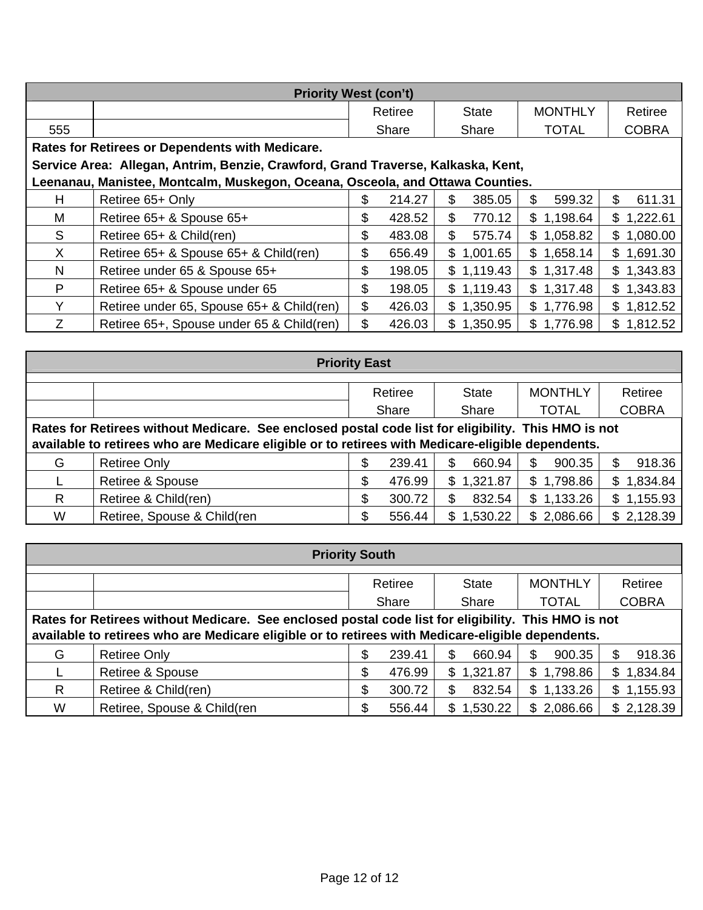| Priority West (con't) | | | | | |
|---|---|---|---|---|---|
| | | Retiree | State | MONTHLY | Retiree |
| 555 | | Share | Share | TOTAL | COBRA |
| **Rates for Retirees or Dependents with Medicare.** **Service Area: Allegan, Antrim, Benzie, Crawford, Grand Traverse, Kalkaska, Kent, Leenanau, Manistee, Montcalm, Muskegon, Oceana, Osceola, and Ottawa Counties.** | | | | | |
| H | Retiree 65+ Only | $ 214.27 | $ 385.05 | $ 599.32 | $ 611.31 |
| M | Retiree 65+ & Spouse 65+ | $ 428.52 | $ 770.12 | $ 1,198.64 | $ 1,222.61 |
| S | Retiree 65+ & Child(ren) | $ 483.08 | $ 575.74 | $ 1,058.82 | $ 1,080.00 |
| X | Retiree 65+ & Spouse 65+ & Child(ren) | $ 656.49 | $ 1,001.65 | $ 1,658.14 | $ 1,691.30 |
| N | Retiree under 65 & Spouse 65+ | $ 198.05 | $ 1,119.43 | $ 1,317.48 | $ 1,343.83 |
| P | Retiree 65+ & Spouse under 65 | $ 198.05 | $ 1,119.43 | $ 1,317.48 | $ 1,343.83 |
| Y | Retiree under 65, Spouse 65+ & Child(ren) | $ 426.03 | $ 1,350.95 | $ 1,776.98 | $ 1,812.52 |
| Z | Retiree 65+, Spouse under 65 & Child(ren) | $ 426.03 | $ 1,350.95 | $ 1,776.98 | $ 1,812.52 |

| Priority East | | | | | |
|---|---|---|---|---|---|
| | | Retiree | State | MONTHLY | Retiree |
| | | Share | Share | TOTAL | COBRA |
| **Rates for Retirees without Medicare. See enclosed postal code list for eligibility. This HMO is not available to retirees who are Medicare eligible or to retirees with Medicare-eligible dependents.** | | | | | |
| G | Retiree Only | $ 239.41 | $ 660.94 | $ 900.35 | $ 918.36 |
| L | Retiree & Spouse | $ 476.99 | $ 1,321.87 | $ 1,798.86 | $ 1,834.84 |
| R | Retiree & Child(ren) | $ 300.72 | $ 832.54 | $ 1,133.26 | $ 1,155.93 |
| W | Retiree, Spouse & Child(ren | $ 556.44 | $ 1,530.22 | $ 2,086.66 | $ 2,128.39 |

| Priority South | | | | | |
|---|---|---|---|---|---|
| | | Retiree | State | MONTHLY | Retiree |
| | | Share | Share | TOTAL | COBRA |
| **Rates for Retirees without Medicare. See enclosed postal code list for eligibility. This HMO is not available to retirees who are Medicare eligible or to retirees with Medicare-eligible dependents.** | | | | | |
| G | Retiree Only | $ 239.41 | $ 660.94 | $ 900.35 | $ 918.36 |
| L | Retiree & Spouse | $ 476.99 | $ 1,321.87 | $ 1,798.86 | $ 1,834.84 |
| R | Retiree & Child(ren) | $ 300.72 | $ 832.54 | $ 1,133.26 | $ 1,155.93 |
| W | Retiree, Spouse & Child(ren | $ 556.44 | $ 1,530.22 | $ 2,086.66 | $ 2,128.39 |